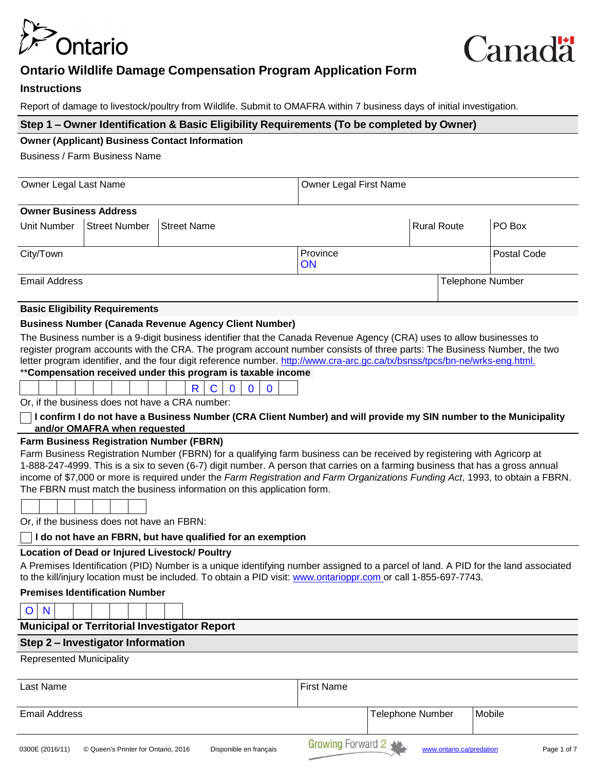# Ontario Wildlife Damage Compensation Program Application Form

## Instructions

Report of damage to livestock/poultry from Wildlife. Submit to OMAFRA within 7 business days of initial investigation.

## Step 1 – Owner Identification & Basic Eligibility Requirements (To be completed by Owner)

### Owner (Applicant) Business Contact Information

Business / Farm Business Name

| Owner Legal Last Name | Owner Legal First Name |
|---|---|
| | |

### Owner Business Address

| Unit Number | Street Number | Street Name | Rural Route | PO Box |
|---|---|---|---|---|
| | | | | |

| City/Town | Province | Postal Code |
|---|---|---|
| | ON | |

| Email Address | Telephone Number |
|---|---|
| | |

### Basic Eligibility Requirements

**Business Number (Canada Revenue Agency Client Number)**

The Business number is a 9-digit business identifier that the Canada Revenue Agency (CRA) uses to allow businesses to register program accounts with the CRA. The program account number consists of three parts: The Business Number, the two letter program identifier, and the four digit reference number. http://www.cra-arc.gc.ca/tx/bsnss/tpcs/bn-ne/wrks-eng.html.

****Compensation received under this program is taxable income**

| | | | | | | | | | R | C | 0 | 0 | 0 | |
|---|---|---|---|---|---|---|---|---|---|---|---|---|---|---|

Or, if the business does not have a CRA number:

☐ **I confirm I do not have a Business Number (CRA Client Number) and will provide my SIN number to the Municipality and/or OMAFRA when requested**

**Farm Business Registration Number (FBRN)**

Farm Business Registration Number (FBRN) for a qualifying farm business can be received by registering with Agricorp at 1-888-247-4999. This is a six to seven (6-7) digit number. A person that carries on a farming business that has a gross annual income of $7,000 or more is required under the *Farm Registration and Farm Organizations Funding Act*, 1993, to obtain a FBRN. The FBRN must match the business information on this application form.

| | | | | | | |
|---|---|---|---|---|---|---|

Or, if the business does not have an FBRN:

☐ **I do not have an FBRN, but have qualified for an exemption**

**Location of Dead or Injured Livestock/ Poultry**

A Premises Identification (PID) Number is a unique identifying number assigned to a parcel of land. A PID for the land associated to the kill/injury location must be included. To obtain a PID visit: www.ontarioppr.com or call 1-855-697-7743.

**Premises Identification Number**

| O | N | | | | | | | | |
|---|---|---|---|---|---|---|---|---|---|

### Municipal or Territorial Investigator Report

## Step 2 – Investigator Information

Represented Municipality

| Last Name | First Name |
|---|---|
| | |

| Email Address | Telephone Number | Mobile |
|---|---|---|
| | | |

0300E (2016/11) © Queen's Printer for Ontario, 2016 Disponible en français www.ontario.ca/predation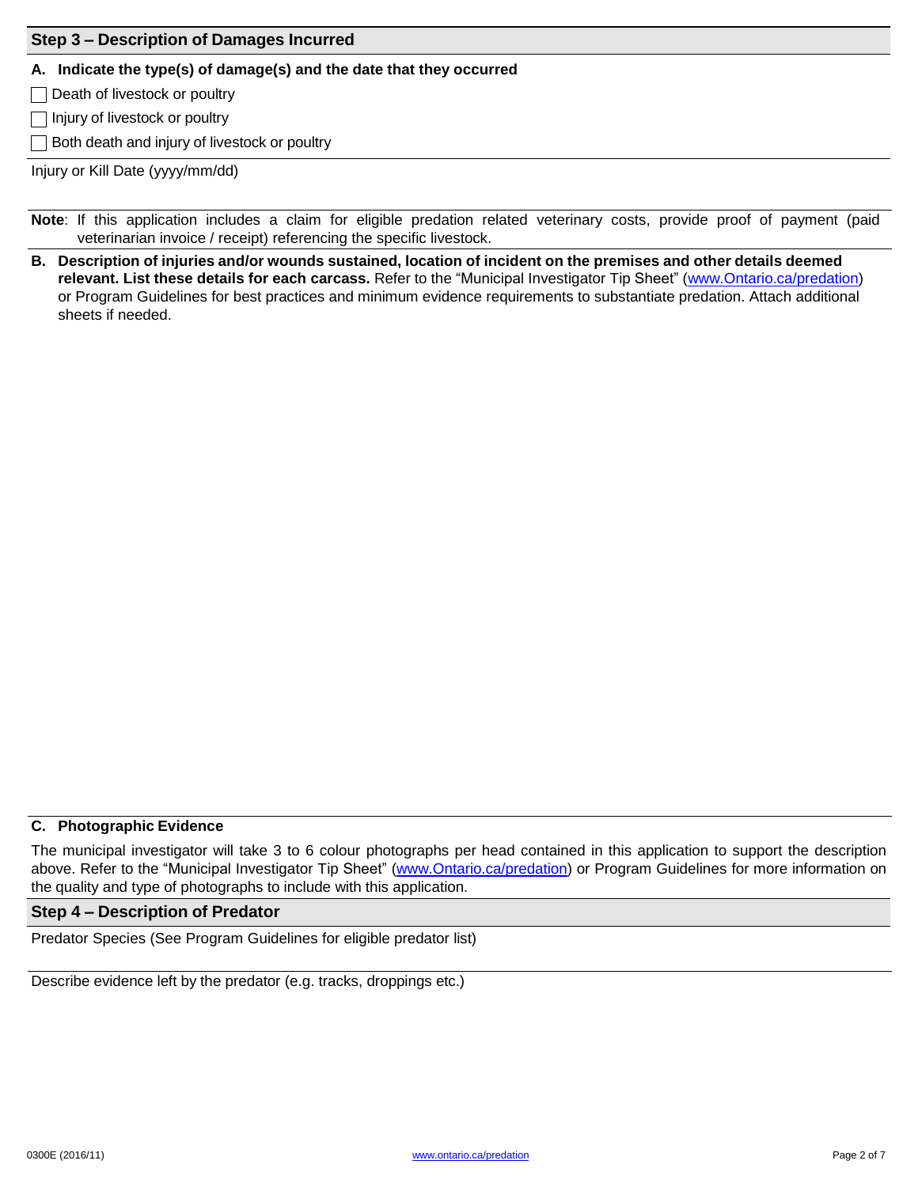## Step 3 – Description of Damages Incurred

**A. Indicate the type(s) of damage(s) and the date that they occurred**

- [ ] Death of livestock or poultry
- [ ] Injury of livestock or poultry
- [ ] Both death and injury of livestock or poultry

Injury or Kill Date (yyyy/mm/dd)

**Note**: If this application includes a claim for eligible predation related veterinary costs, provide proof of payment (paid veterinarian invoice / receipt) referencing the specific livestock.

**B. Description of injuries and/or wounds sustained, location of incident on the premises and other details deemed relevant. List these details for each carcass.** Refer to the "Municipal Investigator Tip Sheet" (www.Ontario.ca/predation) or Program Guidelines for best practices and minimum evidence requirements to substantiate predation. Attach additional sheets if needed.

**C. Photographic Evidence**

The municipal investigator will take 3 to 6 colour photographs per head contained in this application to support the description above. Refer to the "Municipal Investigator Tip Sheet" (www.Ontario.ca/predation) or Program Guidelines for more information on the quality and type of photographs to include with this application.

## Step 4 – Description of Predator

Predator Species (See Program Guidelines for eligible predator list)

Describe evidence left by the predator (e.g. tracks, droppings etc.)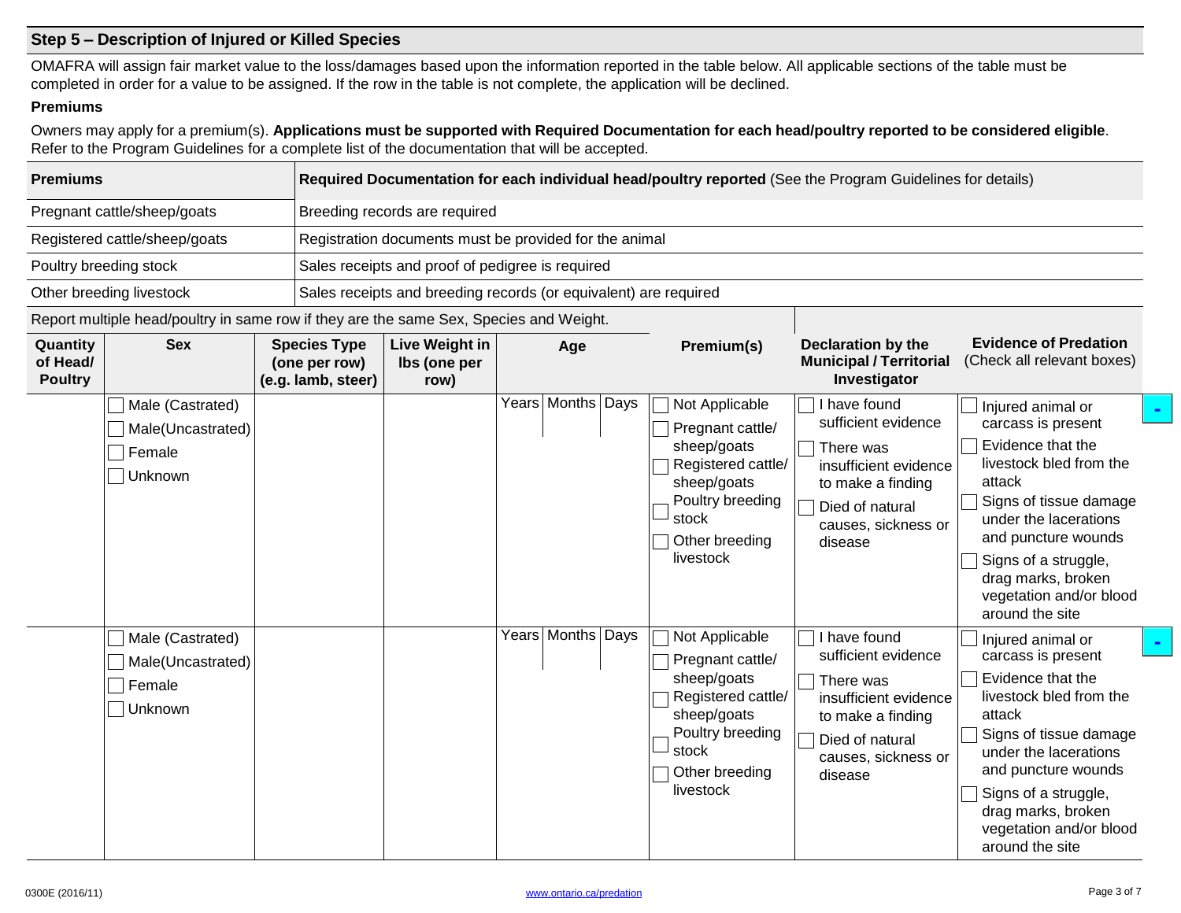## Step 5 – Description of Injured or Killed Species

OMAFRA will assign fair market value to the loss/damages based upon the information reported in the table below. All applicable sections of the table must be completed in order for a value to be assigned. If the row in the table is not complete, the application will be declined.

### Premiums

Owners may apply for a premium(s). **Applications must be supported with Required Documentation for each head/poultry reported to be considered eligible**. Refer to the Program Guidelines for a complete list of the documentation that will be accepted.

| Premiums | **Required Documentation for each individual head/poultry reported** (See the Program Guidelines for details) |
|---|---|
| Pregnant cattle/sheep/goats | Breeding records are required |
| Registered cattle/sheep/goats | Registration documents must be provided for the animal |
| Poultry breeding stock | Sales receipts and proof of pedigree is required |
| Other breeding livestock | Sales receipts and breeding records (or equivalent) are required |

Report multiple head/poultry in same row if they are the same Sex, Species and Weight.

| Quantity of Head/ Poultry | Sex | Species Type (one per row) (e.g. lamb, steer) | Live Weight in lbs (one per row) | Age | Premium(s) | Declaration by the Municipal / Territorial Investigator | Evidence of Predation (Check all relevant boxes) |
|---|---|---|---|---|---|---|---|
| | ☐ Male (Castrated)<br>☐ Male(Uncastrated)<br>☐ Female<br>☐ Unknown | | | Years \| Months \| Days | ☐ Not Applicable<br>☐ Pregnant cattle/ sheep/goats<br>☐ Registered cattle/ sheep/goats<br>☐ Poultry breeding stock<br>☐ Other breeding livestock | ☐ I have found sufficient evidence<br>☐ There was insufficient evidence to make a finding<br>☐ Died of natural causes, sickness or disease | ☐ Injured animal or carcass is present<br>☐ Evidence that the livestock bled from the attack<br>☐ Signs of tissue damage under the lacerations and puncture wounds<br>☐ Signs of a struggle, drag marks, broken vegetation and/or blood around the site |
| | ☐ Male (Castrated)<br>☐ Male(Uncastrated)<br>☐ Female<br>☐ Unknown | | | Years \| Months \| Days | ☐ Not Applicable<br>☐ Pregnant cattle/ sheep/goats<br>☐ Registered cattle/ sheep/goats<br>☐ Poultry breeding stock<br>☐ Other breeding livestock | ☐ I have found sufficient evidence<br>☐ There was insufficient evidence to make a finding<br>☐ Died of natural causes, sickness or disease | ☐ Injured animal or carcass is present<br>☐ Evidence that the livestock bled from the attack<br>☐ Signs of tissue damage under the lacerations and puncture wounds<br>☐ Signs of a struggle, drag marks, broken vegetation and/or blood around the site |

0300E (2016/11) www.ontario.ca/predation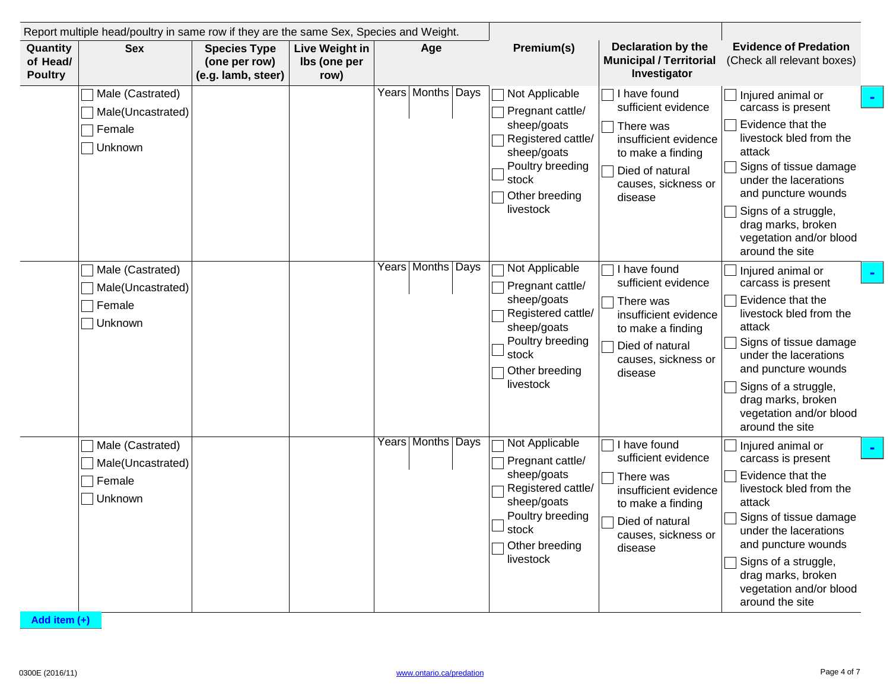Report multiple head/poultry in same row if they are the same Sex, Species and Weight.

| Quantity of Head/ Poultry | Sex | Species Type (one per row) (e.g. lamb, steer) | Live Weight in lbs (one per row) | Age | Premium(s) | Declaration by the Municipal / Territorial Investigator | Evidence of Predation (Check all relevant boxes) |
|---|---|---|---|---|---|---|---|
| | ☐ Male (Castrated) ☐ Male(Uncastrated) ☐ Female ☐ Unknown | | | Years \| Months \| Days | ☐ Not Applicable ☐ Pregnant cattle/ sheep/goats ☐ Registered cattle/ sheep/goats ☐ Poultry breeding stock ☐ Other breeding livestock | ☐ I have found sufficient evidence ☐ There was insufficient evidence to make a finding ☐ Died of natural causes, sickness or disease | ☐ Injured animal or carcass is present ☐ Evidence that the livestock bled from the attack ☐ Signs of tissue damage under the lacerations and puncture wounds ☐ Signs of a struggle, drag marks, broken vegetation and/or blood around the site |
| | ☐ Male (Castrated) ☐ Male(Uncastrated) ☐ Female ☐ Unknown | | | Years \| Months \| Days | ☐ Not Applicable ☐ Pregnant cattle/ sheep/goats ☐ Registered cattle/ sheep/goats ☐ Poultry breeding stock ☐ Other breeding livestock | ☐ I have found sufficient evidence ☐ There was insufficient evidence to make a finding ☐ Died of natural causes, sickness or disease | ☐ Injured animal or carcass is present ☐ Evidence that the livestock bled from the attack ☐ Signs of tissue damage under the lacerations and puncture wounds ☐ Signs of a struggle, drag marks, broken vegetation and/or blood around the site |
| | ☐ Male (Castrated) ☐ Male(Uncastrated) ☐ Female ☐ Unknown | | | Years \| Months \| Days | ☐ Not Applicable ☐ Pregnant cattle/ sheep/goats ☐ Registered cattle/ sheep/goats ☐ Poultry breeding stock ☐ Other breeding livestock | ☐ I have found sufficient evidence ☐ There was insufficient evidence to make a finding ☐ Died of natural causes, sickness or disease | ☐ Injured animal or carcass is present ☐ Evidence that the livestock bled from the attack ☐ Signs of tissue damage under the lacerations and puncture wounds ☐ Signs of a struggle, drag marks, broken vegetation and/or blood around the site |

Add item (+)

0300E (2016/11) www.ontario.ca/predation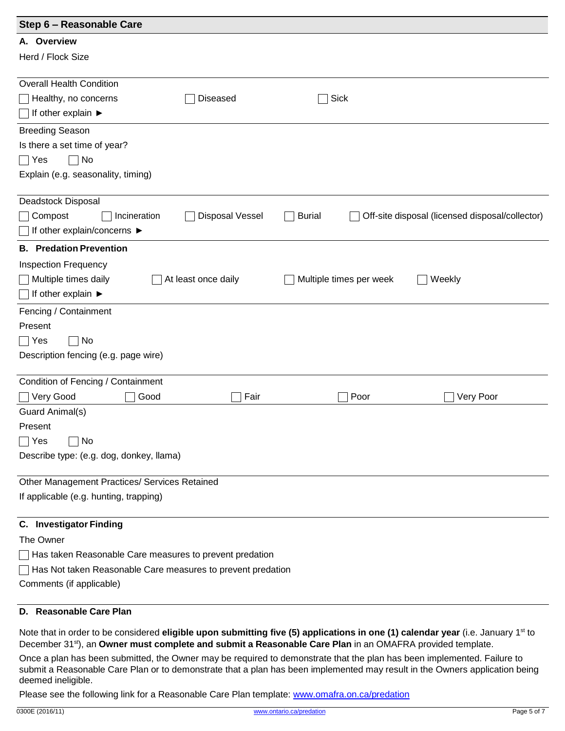## Step 6 – Reasonable Care

### A. Overview

Herd / Flock Size

Overall Health Condition

- [ ] Healthy, no concerns
- [ ] Diseased
- [ ] Sick
- [ ] If other explain ►

Breeding Season

Is there a set time of year?

- [ ] Yes
- [ ] No

Explain (e.g. seasonality, timing)

Deadstock Disposal

- [ ] Compost
- [ ] Incineration
- [ ] Disposal Vessel
- [ ] Burial
- [ ] Off-site disposal (licensed disposal/collector)
- [ ] If other explain/concerns ►

### B. Predation Prevention

Inspection Frequency

- [ ] Multiple times daily
- [ ] At least once daily
- [ ] Multiple times per week
- [ ] Weekly
- [ ] If other explain ►

Fencing / Containment

Present

- [ ] Yes
- [ ] No

Description fencing (e.g. page wire)

Condition of Fencing / Containment

- [ ] Very Good
- [ ] Good
- [ ] Fair
- [ ] Poor
- [ ] Very Poor

Guard Animal(s)

Present

- [ ] Yes
- [ ] No

Describe type: (e.g. dog, donkey, llama)

Other Management Practices/ Services Retained

If applicable (e.g. hunting, trapping)

### C. Investigator Finding

The Owner

- [ ] Has taken Reasonable Care measures to prevent predation
- [ ] Has Not taken Reasonable Care measures to prevent predation

Comments (if applicable)

### D. Reasonable Care Plan

Note that in order to be considered **eligible upon submitting five (5) applications in one (1) calendar year** (i.e. January 1st to December 31st), an **Owner must complete and submit a Reasonable Care Plan** in an OMAFRA provided template.

Once a plan has been submitted, the Owner may be required to demonstrate that the plan has been implemented. Failure to submit a Reasonable Care Plan or to demonstrate that a plan has been implemented may result in the Owners application being deemed ineligible.

Please see the following link for a Reasonable Care Plan template: www.omafra.on.ca/predation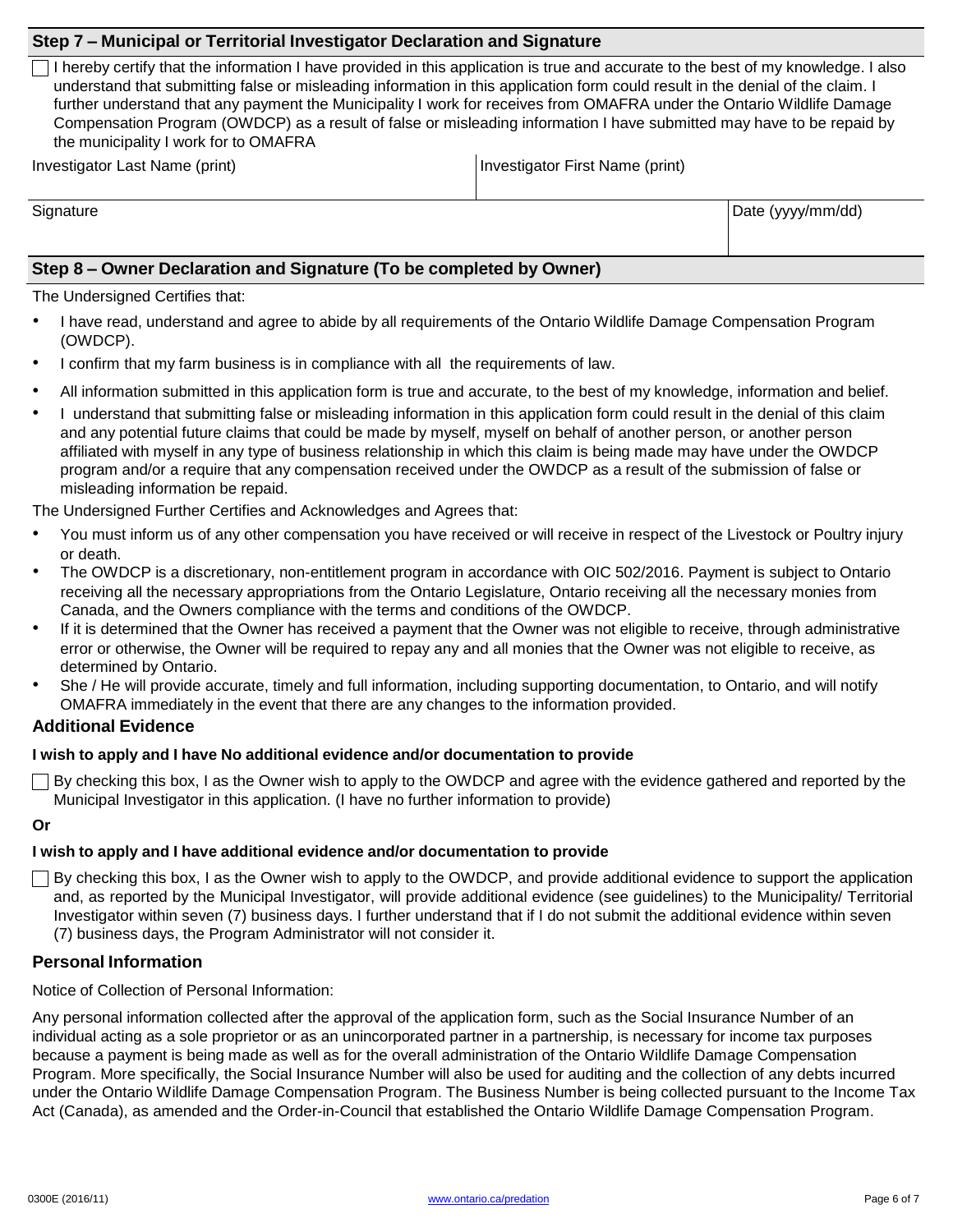## Step 7 – Municipal or Territorial Investigator Declaration and Signature

☐ I hereby certify that the information I have provided in this application is true and accurate to the best of my knowledge. I also understand that submitting false or misleading information in this application form could result in the denial of the claim. I further understand that any payment the Municipality I work for receives from OMAFRA under the Ontario Wildlife Damage Compensation Program (OWDCP) as a result of false or misleading information I have submitted may have to be repaid by the municipality I work for to OMAFRA

| Investigator Last Name (print) | Investigator First Name (print) |
|---|---|
| | |

| Signature | Date (yyyy/mm/dd) |
|---|---|
| | |

## Step 8 – Owner Declaration and Signature (To be completed by Owner)

The Undersigned Certifies that:

- I have read, understand and agree to abide by all requirements of the Ontario Wildlife Damage Compensation Program (OWDCP).
- I confirm that my farm business is in compliance with all the requirements of law.
- All information submitted in this application form is true and accurate, to the best of my knowledge, information and belief.
- I understand that submitting false or misleading information in this application form could result in the denial of this claim and any potential future claims that could be made by myself, myself on behalf of another person, or another person affiliated with myself in any type of business relationship in which this claim is being made may have under the OWDCP program and/or a require that any compensation received under the OWDCP as a result of the submission of false or misleading information be repaid.

The Undersigned Further Certifies and Acknowledges and Agrees that:

- You must inform us of any other compensation you have received or will receive in respect of the Livestock or Poultry injury or death.
- The OWDCP is a discretionary, non-entitlement program in accordance with OIC 502/2016. Payment is subject to Ontario receiving all the necessary appropriations from the Ontario Legislature, Ontario receiving all the necessary monies from Canada, and the Owners compliance with the terms and conditions of the OWDCP.
- If it is determined that the Owner has received a payment that the Owner was not eligible to receive, through administrative error or otherwise, the Owner will be required to repay any and all monies that the Owner was not eligible to receive, as determined by Ontario.
- She / He will provide accurate, timely and full information, including supporting documentation, to Ontario, and will notify OMAFRA immediately in the event that there are any changes to the information provided.

### Additional Evidence

**I wish to apply and I have No additional evidence and/or documentation to provide**

☐ By checking this box, I as the Owner wish to apply to the OWDCP and agree with the evidence gathered and reported by the Municipal Investigator in this application. (I have no further information to provide)

**Or**

**I wish to apply and I have additional evidence and/or documentation to provide**

☐ By checking this box, I as the Owner wish to apply to the OWDCP, and provide additional evidence to support the application and, as reported by the Municipal Investigator, will provide additional evidence (see guidelines) to the Municipality/ Territorial Investigator within seven (7) business days. I further understand that if I do not submit the additional evidence within seven (7) business days, the Program Administrator will not consider it.

### Personal Information

Notice of Collection of Personal Information:

Any personal information collected after the approval of the application form, such as the Social Insurance Number of an individual acting as a sole proprietor or as an unincorporated partner in a partnership, is necessary for income tax purposes because a payment is being made as well as for the overall administration of the Ontario Wildlife Damage Compensation Program. More specifically, the Social Insurance Number will also be used for auditing and the collection of any debts incurred under the Ontario Wildlife Damage Compensation Program. The Business Number is being collected pursuant to the Income Tax Act (Canada), as amended and the Order-in-Council that established the Ontario Wildlife Damage Compensation Program.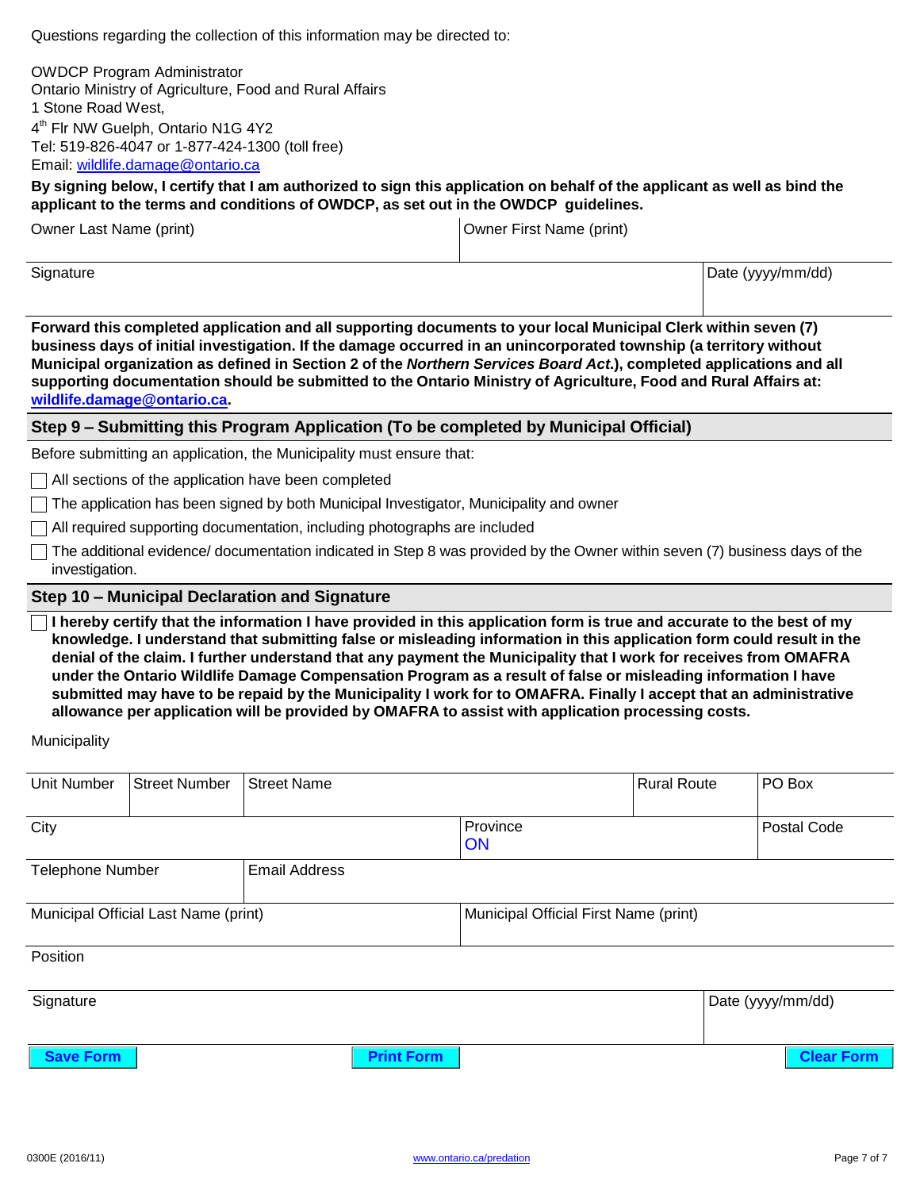Questions regarding the collection of this information may be directed to:

OWDCP Program Administrator
Ontario Ministry of Agriculture, Food and Rural Affairs
1 Stone Road West,
4th Flr NW Guelph, Ontario N1G 4Y2
Tel: 519-826-4047 or 1-877-424-1300 (toll free)
Email: wildlife.damage@ontario.ca

**By signing below, I certify that I am authorized to sign this application on behalf of the applicant as well as bind the applicant to the terms and conditions of OWDCP, as set out in the OWDCP guidelines.**

| Owner Last Name (print) | Owner First Name (print) |
|---|---|
| | |

| Signature | Date (yyyy/mm/dd) |
|---|---|
| | |

**Forward this completed application and all supporting documents to your local Municipal Clerk within seven (7) business days of initial investigation. If the damage occurred in an unincorporated township (a territory without Municipal organization as defined in Section 2 of the *Northern Services Board Act*.), completed applications and all supporting documentation should be submitted to the Ontario Ministry of Agriculture, Food and Rural Affairs at: wildlife.damage@ontario.ca.**

## Step 9 – Submitting this Program Application (To be completed by Municipal Official)

Before submitting an application, the Municipality must ensure that:

- ☐ All sections of the application have been completed
- ☐ The application has been signed by both Municipal Investigator, Municipality and owner
- ☐ All required supporting documentation, including photographs are included
- ☐ The additional evidence/ documentation indicated in Step 8 was provided by the Owner within seven (7) business days of the investigation.

## Step 10 – Municipal Declaration and Signature

☐ **I hereby certify that the information I have provided in this application form is true and accurate to the best of my knowledge. I understand that submitting false or misleading information in this application form could result in the denial of the claim. I further understand that any payment the Municipality that I work for receives from OMAFRA under the Ontario Wildlife Damage Compensation Program as a result of false or misleading information I have submitted may have to be repaid by the Municipality I work for to OMAFRA. Finally I accept that an administrative allowance per application will be provided by OMAFRA to assist with application processing costs.**

Municipality

| Unit Number | Street Number | Street Name | Rural Route | PO Box |
|---|---|---|---|---|
| | | | | |

| City | Province | Postal Code |
|---|---|---|
| | ON | |

| Telephone Number | Email Address |
|---|---|
| | |

| Municipal Official Last Name (print) | Municipal Official First Name (print) |
|---|---|
| | |

Position

| Signature | Date (yyyy/mm/dd) |
|---|---|
| | |

Save Form | Print Form | Clear Form

0300E (2016/11)

www.ontario.ca/predation